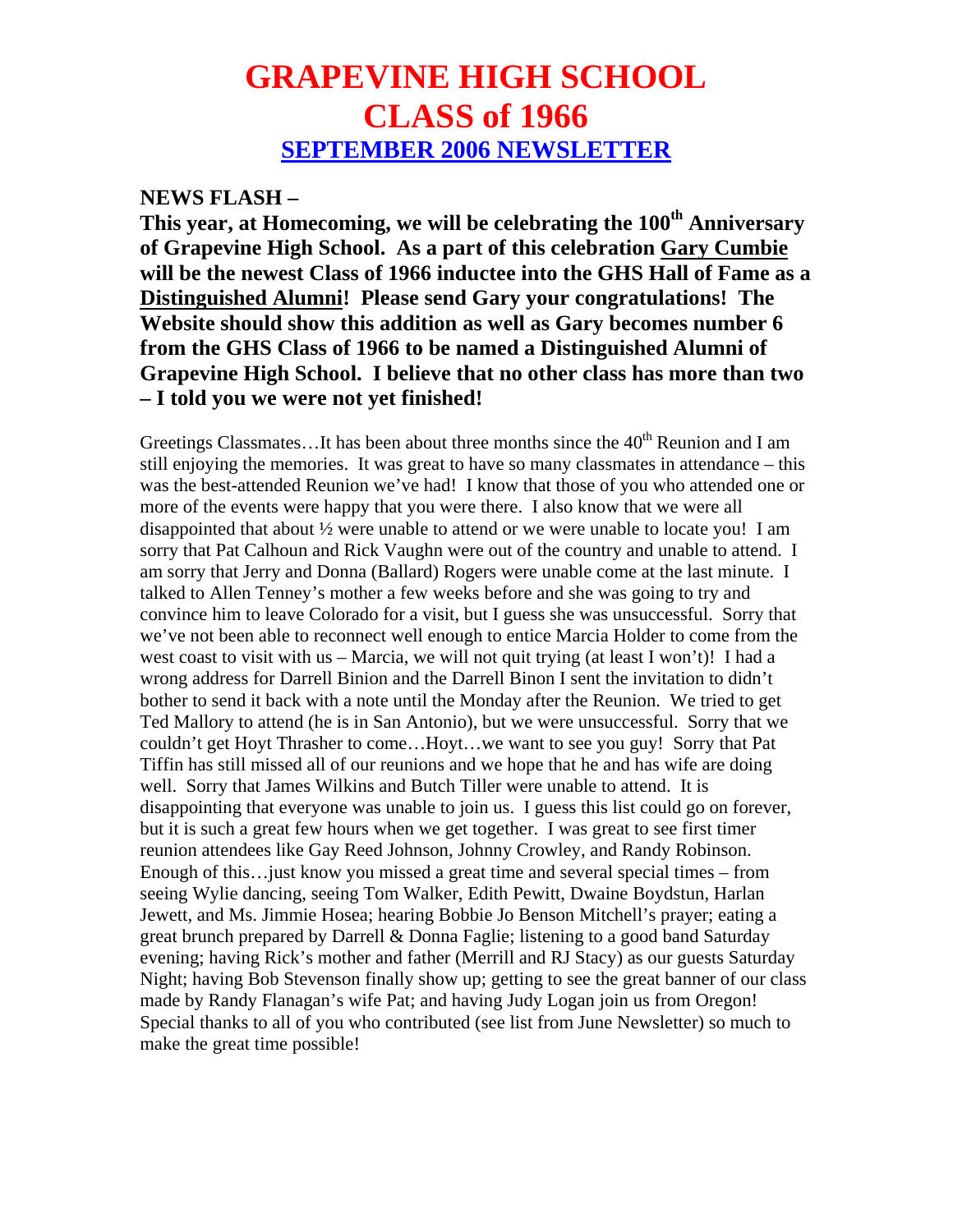# GRAPEVINE HIGH SCHOOL
# CLASS of 1966
## SEPTEMBER 2006 NEWSLETTER

**NEWS FLASH –**

**This year, at Homecoming, we will be celebrating the 100th Anniversary of Grapevine High School. As a part of this celebration Gary Cumbie will be the newest Class of 1966 inductee into the GHS Hall of Fame as a Distinguished Alumni! Please send Gary your congratulations! The Website should show this addition as well as Gary becomes number 6 from the GHS Class of 1966 to be named a Distinguished Alumni of Grapevine High School. I believe that no other class has more than two – I told you we were not yet finished!**

Greetings Classmates…It has been about three months since the 40th Reunion and I am still enjoying the memories. It was great to have so many classmates in attendance – this was the best-attended Reunion we've had! I know that those of you who attended one or more of the events were happy that you were there. I also know that we were all disappointed that about ½ were unable to attend or we were unable to locate you! I am sorry that Pat Calhoun and Rick Vaughn were out of the country and unable to attend. I am sorry that Jerry and Donna (Ballard) Rogers were unable come at the last minute. I talked to Allen Tenney's mother a few weeks before and she was going to try and convince him to leave Colorado for a visit, but I guess she was unsuccessful. Sorry that we've not been able to reconnect well enough to entice Marcia Holder to come from the west coast to visit with us – Marcia, we will not quit trying (at least I won't)! I had a wrong address for Darrell Binion and the Darrell Binon I sent the invitation to didn't bother to send it back with a note until the Monday after the Reunion. We tried to get Ted Mallory to attend (he is in San Antonio), but we were unsuccessful. Sorry that we couldn't get Hoyt Thrasher to come…Hoyt…we want to see you guy! Sorry that Pat Tiffin has still missed all of our reunions and we hope that he and has wife are doing well. Sorry that James Wilkins and Butch Tiller were unable to attend. It is disappointing that everyone was unable to join us. I guess this list could go on forever, but it is such a great few hours when we get together. I was great to see first timer reunion attendees like Gay Reed Johnson, Johnny Crowley, and Randy Robinson. Enough of this…just know you missed a great time and several special times – from seeing Wylie dancing, seeing Tom Walker, Edith Pewitt, Dwaine Boydstun, Harlan Jewett, and Ms. Jimmie Hosea; hearing Bobbie Jo Benson Mitchell's prayer; eating a great brunch prepared by Darrell & Donna Faglie; listening to a good band Saturday evening; having Rick's mother and father (Merrill and RJ Stacy) as our guests Saturday Night; having Bob Stevenson finally show up; getting to see the great banner of our class made by Randy Flanagan's wife Pat; and having Judy Logan join us from Oregon! Special thanks to all of you who contributed (see list from June Newsletter) so much to make the great time possible!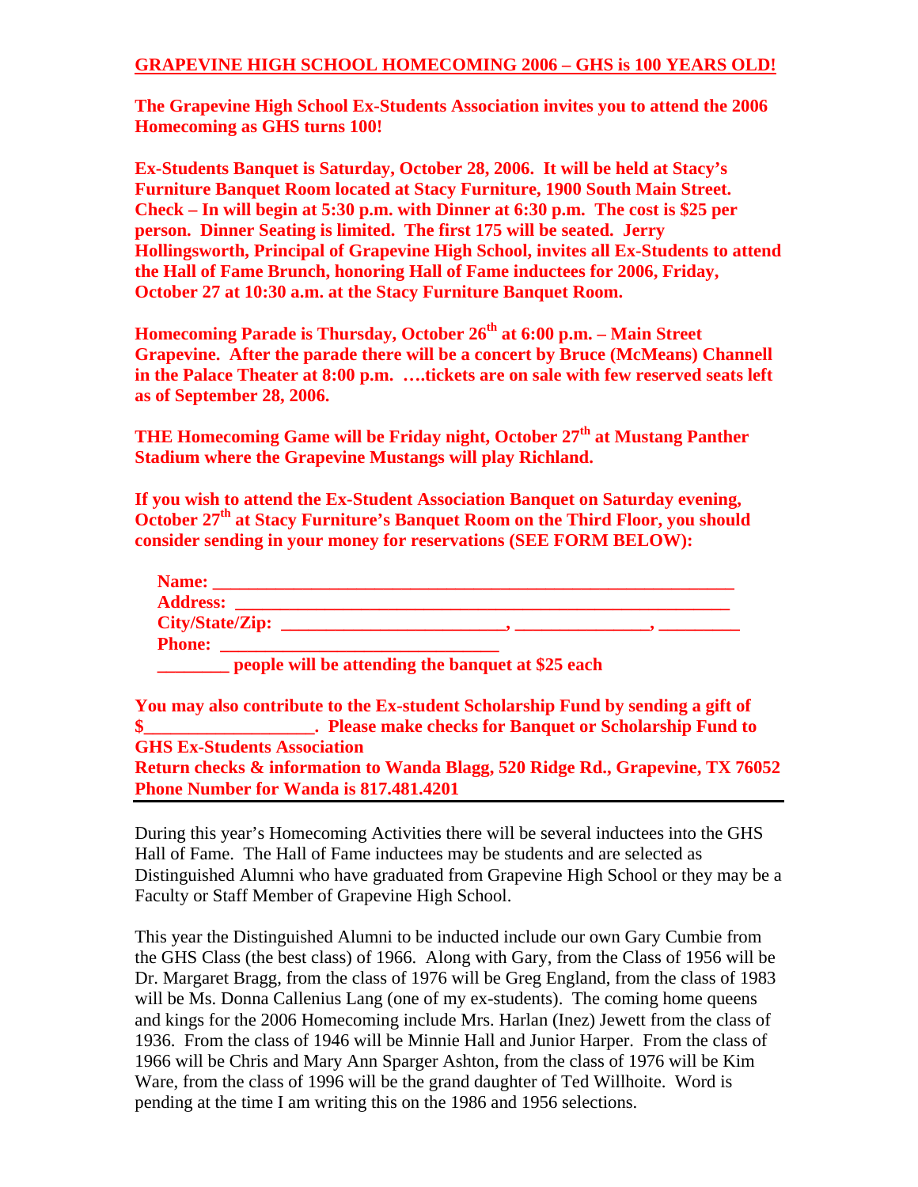**GRAPEVINE HIGH SCHOOL HOMECOMING 2006 – GHS is 100 YEARS OLD!**

**The Grapevine High School Ex-Students Association invites you to attend the 2006 Homecoming as GHS turns 100!**

**Ex-Students Banquet is Saturday, October 28, 2006. It will be held at Stacy's Furniture Banquet Room located at Stacy Furniture, 1900 South Main Street. Check – In will begin at 5:30 p.m. with Dinner at 6:30 p.m. The cost is $25 per person. Dinner Seating is limited. The first 175 will be seated. Jerry Hollingsworth, Principal of Grapevine High School, invites all Ex-Students to attend the Hall of Fame Brunch, honoring Hall of Fame inductees for 2006, Friday, October 27 at 10:30 a.m. at the Stacy Furniture Banquet Room.**

**Homecoming Parade is Thursday, October 26th at 6:00 p.m. – Main Street Grapevine. After the parade there will be a concert by Bruce (McMeans) Channell in the Palace Theater at 8:00 p.m. ….tickets are on sale with few reserved seats left as of September 28, 2006.**

**THE Homecoming Game will be Friday night, October 27th at Mustang Panther Stadium where the Grapevine Mustangs will play Richland.**

**If you wish to attend the Ex-Student Association Banquet on Saturday evening, October 27th at Stacy Furniture's Banquet Room on the Third Floor, you should consider sending in your money for reservations (SEE FORM BELOW):**

**Name: ____________________________________________________________**
**Address: _________________________________________________________**
**City/State/Zip: __________________________, _______________, _________**
**Phone: ________________________________**
**________ people will be attending the banquet at $25 each**

**You may also contribute to the Ex-student Scholarship Fund by sending a gift of $___________________. Please make checks for Banquet or Scholarship Fund to GHS Ex-Students Association**
**Return checks & information to Wanda Blagg, 520 Ridge Rd., Grapevine, TX 76052**
**Phone Number for Wanda is 817.481.4201**

---

During this year's Homecoming Activities there will be several inductees into the GHS Hall of Fame. The Hall of Fame inductees may be students and are selected as Distinguished Alumni who have graduated from Grapevine High School or they may be a Faculty or Staff Member of Grapevine High School.

This year the Distinguished Alumni to be inducted include our own Gary Cumbie from the GHS Class (the best class) of 1966. Along with Gary, from the Class of 1956 will be Dr. Margaret Bragg, from the class of 1976 will be Greg England, from the class of 1983 will be Ms. Donna Callenius Lang (one of my ex-students). The coming home queens and kings for the 2006 Homecoming include Mrs. Harlan (Inez) Jewett from the class of 1936. From the class of 1946 will be Minnie Hall and Junior Harper. From the class of 1966 will be Chris and Mary Ann Sparger Ashton, from the class of 1976 will be Kim Ware, from the class of 1996 will be the grand daughter of Ted Willhoite. Word is pending at the time I am writing this on the 1986 and 1956 selections.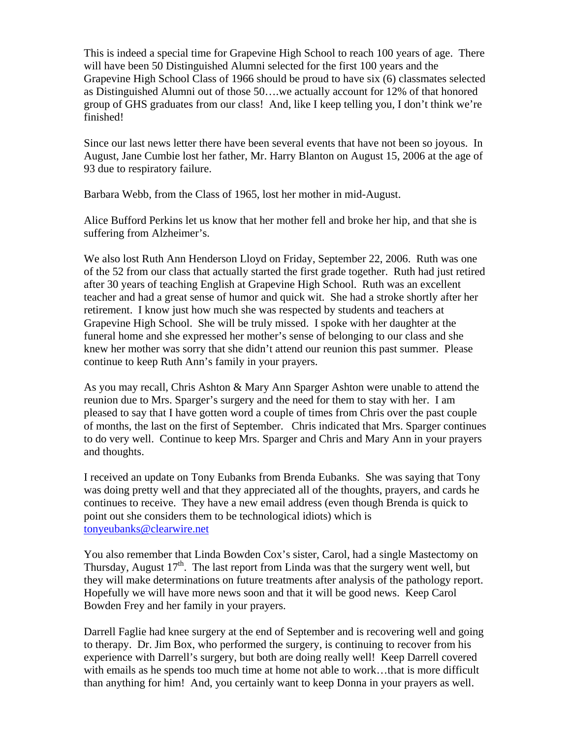This is indeed a special time for Grapevine High School to reach 100 years of age. There will have been 50 Distinguished Alumni selected for the first 100 years and the Grapevine High School Class of 1966 should be proud to have six (6) classmates selected as Distinguished Alumni out of those 50….we actually account for 12% of that honored group of GHS graduates from our class! And, like I keep telling you, I don't think we're finished!

Since our last news letter there have been several events that have not been so joyous. In August, Jane Cumbie lost her father, Mr. Harry Blanton on August 15, 2006 at the age of 93 due to respiratory failure.

Barbara Webb, from the Class of 1965, lost her mother in mid-August.

Alice Bufford Perkins let us know that her mother fell and broke her hip, and that she is suffering from Alzheimer's.

We also lost Ruth Ann Henderson Lloyd on Friday, September 22, 2006. Ruth was one of the 52 from our class that actually started the first grade together. Ruth had just retired after 30 years of teaching English at Grapevine High School. Ruth was an excellent teacher and had a great sense of humor and quick wit. She had a stroke shortly after her retirement. I know just how much she was respected by students and teachers at Grapevine High School. She will be truly missed. I spoke with her daughter at the funeral home and she expressed her mother's sense of belonging to our class and she knew her mother was sorry that she didn't attend our reunion this past summer. Please continue to keep Ruth Ann's family in your prayers.

As you may recall, Chris Ashton & Mary Ann Sparger Ashton were unable to attend the reunion due to Mrs. Sparger's surgery and the need for them to stay with her. I am pleased to say that I have gotten word a couple of times from Chris over the past couple of months, the last on the first of September. Chris indicated that Mrs. Sparger continues to do very well. Continue to keep Mrs. Sparger and Chris and Mary Ann in your prayers and thoughts.

I received an update on Tony Eubanks from Brenda Eubanks. She was saying that Tony was doing pretty well and that they appreciated all of the thoughts, prayers, and cards he continues to receive. They have a new email address (even though Brenda is quick to point out she considers them to be technological idiots) which is tonyeubanks@clearwire.net

You also remember that Linda Bowden Cox's sister, Carol, had a single Mastectomy on Thursday, August 17th. The last report from Linda was that the surgery went well, but they will make determinations on future treatments after analysis of the pathology report. Hopefully we will have more news soon and that it will be good news. Keep Carol Bowden Frey and her family in your prayers.

Darrell Faglie had knee surgery at the end of September and is recovering well and going to therapy. Dr. Jim Box, who performed the surgery, is continuing to recover from his experience with Darrell's surgery, but both are doing really well! Keep Darrell covered with emails as he spends too much time at home not able to work…that is more difficult than anything for him! And, you certainly want to keep Donna in your prayers as well.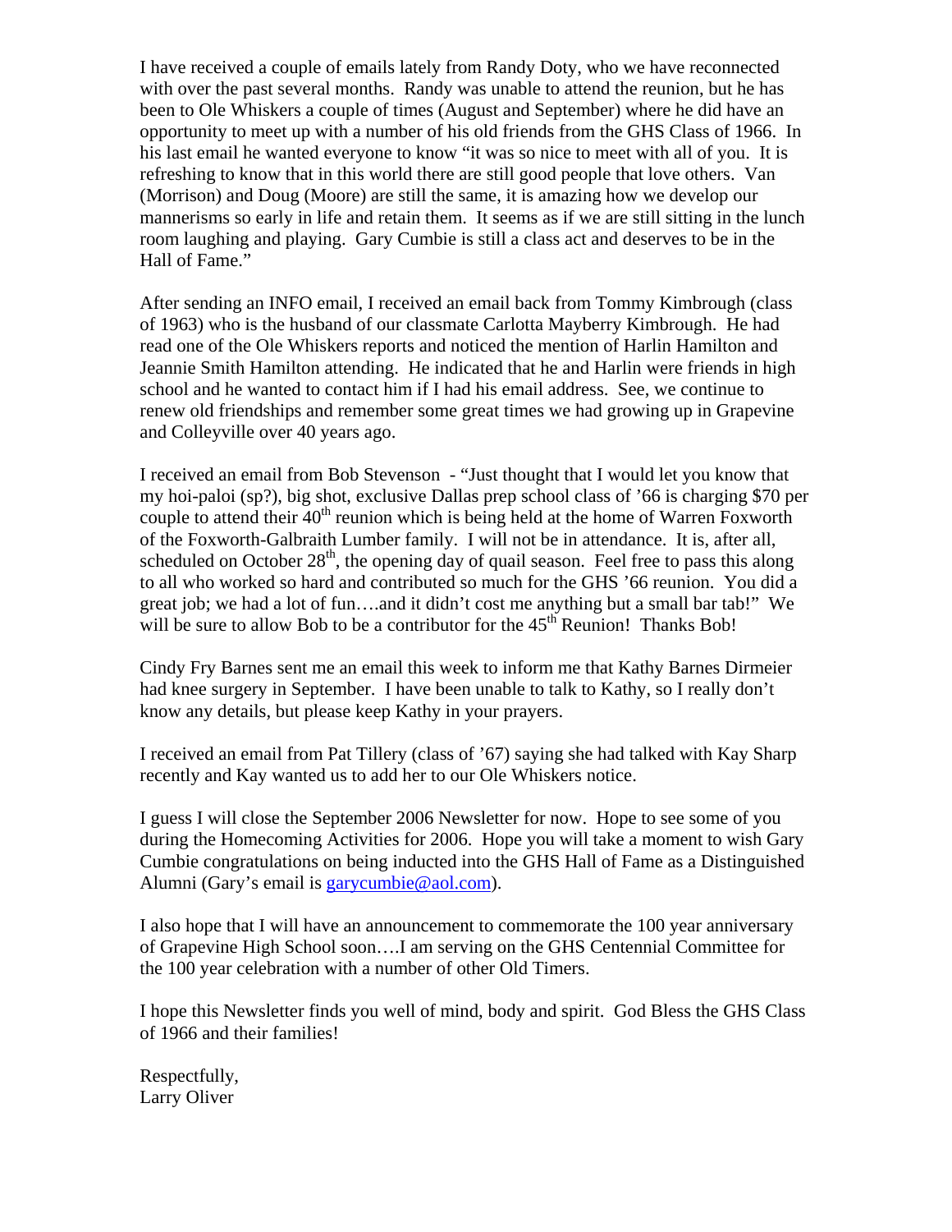I have received a couple of emails lately from Randy Doty, who we have reconnected with over the past several months. Randy was unable to attend the reunion, but he has been to Ole Whiskers a couple of times (August and September) where he did have an opportunity to meet up with a number of his old friends from the GHS Class of 1966. In his last email he wanted everyone to know "it was so nice to meet with all of you. It is refreshing to know that in this world there are still good people that love others. Van (Morrison) and Doug (Moore) are still the same, it is amazing how we develop our mannerisms so early in life and retain them. It seems as if we are still sitting in the lunch room laughing and playing. Gary Cumbie is still a class act and deserves to be in the Hall of Fame."

After sending an INFO email, I received an email back from Tommy Kimbrough (class of 1963) who is the husband of our classmate Carlotta Mayberry Kimbrough. He had read one of the Ole Whiskers reports and noticed the mention of Harlin Hamilton and Jeannie Smith Hamilton attending. He indicated that he and Harlin were friends in high school and he wanted to contact him if I had his email address. See, we continue to renew old friendships and remember some great times we had growing up in Grapevine and Colleyville over 40 years ago.

I received an email from Bob Stevenson - "Just thought that I would let you know that my hoi-paloi (sp?), big shot, exclusive Dallas prep school class of '66 is charging $70 per couple to attend their 40th reunion which is being held at the home of Warren Foxworth of the Foxworth-Galbraith Lumber family. I will not be in attendance. It is, after all, scheduled on October 28th, the opening day of quail season. Feel free to pass this along to all who worked so hard and contributed so much for the GHS '66 reunion. You did a great job; we had a lot of fun….and it didn't cost me anything but a small bar tab!" We will be sure to allow Bob to be a contributor for the 45th Reunion! Thanks Bob!

Cindy Fry Barnes sent me an email this week to inform me that Kathy Barnes Dirmeier had knee surgery in September. I have been unable to talk to Kathy, so I really don't know any details, but please keep Kathy in your prayers.

I received an email from Pat Tillery (class of '67) saying she had talked with Kay Sharp recently and Kay wanted us to add her to our Ole Whiskers notice.

I guess I will close the September 2006 Newsletter for now. Hope to see some of you during the Homecoming Activities for 2006. Hope you will take a moment to wish Gary Cumbie congratulations on being inducted into the GHS Hall of Fame as a Distinguished Alumni (Gary's email is garycumbie@aol.com).

I also hope that I will have an announcement to commemorate the 100 year anniversary of Grapevine High School soon….I am serving on the GHS Centennial Committee for the 100 year celebration with a number of other Old Timers.

I hope this Newsletter finds you well of mind, body and spirit. God Bless the GHS Class of 1966 and their families!

Respectfully,
Larry Oliver